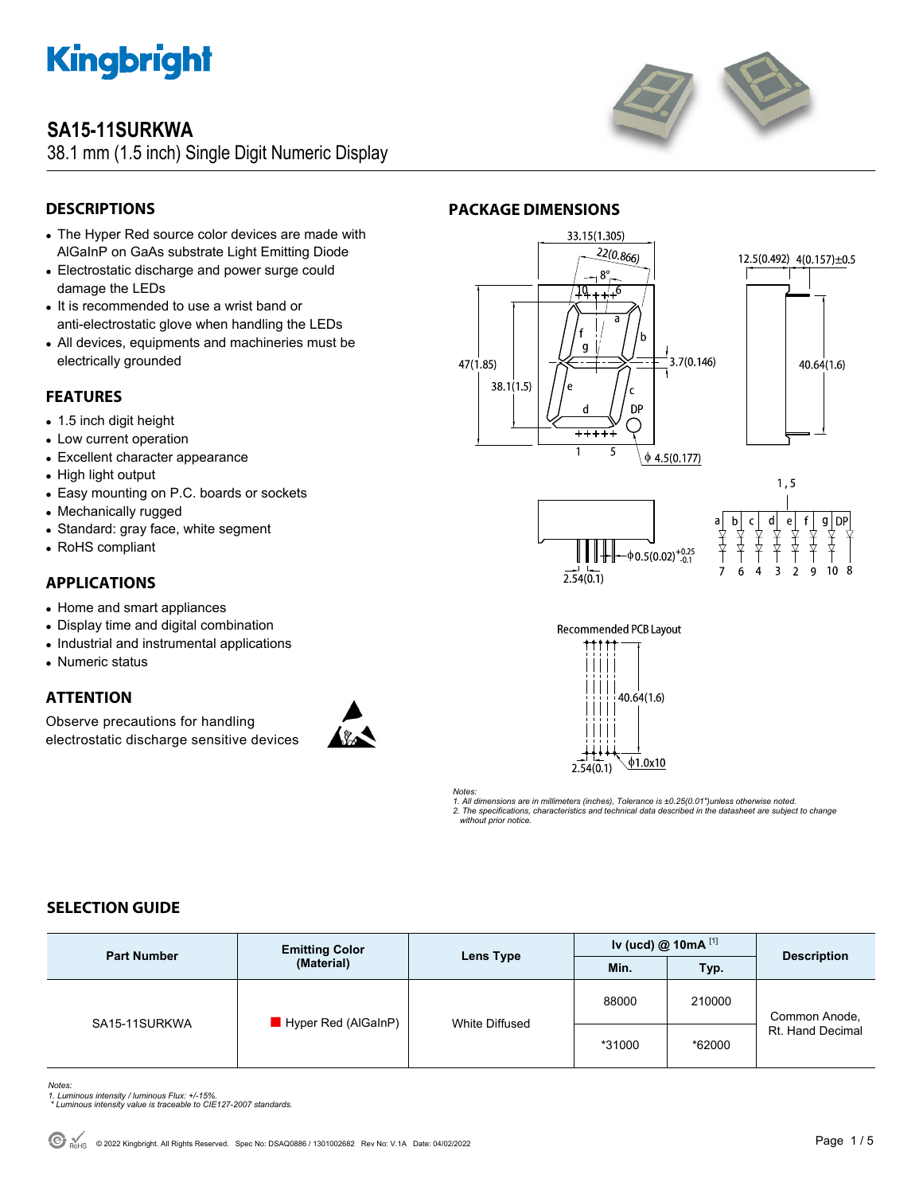# SA15-11SURKWA

38.1 mm (1.5 inch) Single Digit Numeric Display

## DESCRIPTIONS

- The Hyper Red source color devices are made with AlGaInP on GaAs substrate Light Emitting Diode
- Electrostatic discharge and power surge could damage the LEDs
- It is recommended to use a wrist band or anti-electrostatic glove when handling the LEDs
- All devices, equipments and machineries must be electrically grounded

## FEATURES

- 1.5 inch digit height
- Low current operation
- Excellent character appearance
- High light output
- Easy mounting on P.C. boards or sockets
- Mechanically rugged
- Standard: gray face, white segment
- RoHS compliant

## APPLICATIONS

- Home and smart appliances
- Display time and digital combination
- Industrial and instrumental applications
- Numeric status

## ATTENTION

Observe precautions for handling electrostatic discharge sensitive devices

## PACKAGE DIMENSIONS

Recommended PCB Layout

*Notes:*
*1. All dimensions are in millimeters (inches), Tolerance is ±0.25(0.01")unless otherwise noted.*
*2. The specifications, characteristics and technical data described in the datasheet are subject to change without prior notice.*

## SELECTION GUIDE

| Part Number | Emitting Color (Material) | Lens Type | Iv (ucd) @ 10mA [1] | | Description |
|---|---|---|---|---|---|
| | | | Min. | Typ. | |
| SA15-11SURKWA | Hyper Red (AlGaInP) | White Diffused | 88000 | 210000 | Common Anode, Rt. Hand Decimal |
| | | | *31000 | *62000 | |

*Notes:*
*1. Luminous intensity / luminous Flux: +/-15%.*
*\* Luminous intensity value is traceable to CIE127-2007 standards.*

© 2022 Kingbright. All Rights Reserved. Spec No: DSAQ0886 / 1301002682 Rev No: V.1A Date: 04/02/2022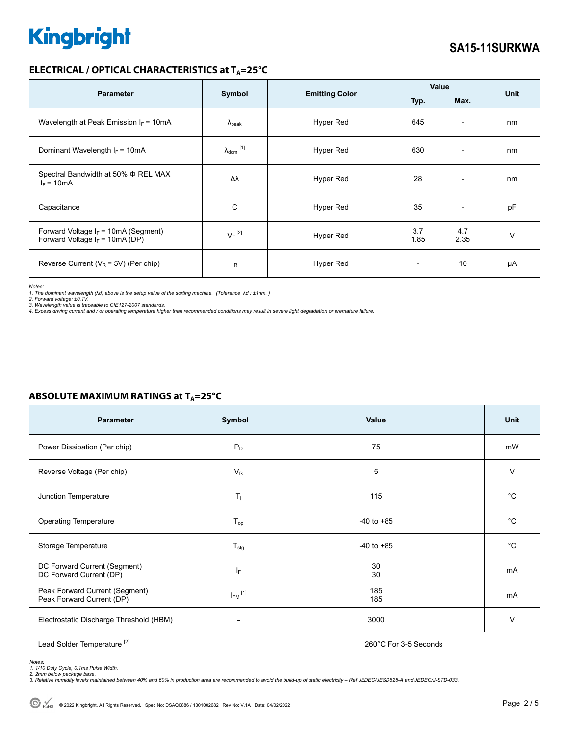## ELECTRICAL / OPTICAL CHARACTERISTICS at $T_A$=25°C

| Parameter | Symbol | Emitting Color | Value | | Unit |
|---|---|---|---|---|---|
| | | | Typ. | Max. | |
| Wavelength at Peak Emission $I_F$ = 10mA | $\lambda_{peak}$ | Hyper Red | 645 | - | nm |
| Dominant Wavelength $I_F$ = 10mA | $\lambda_{dom}$ [1] | Hyper Red | 630 | - | nm |
| Spectral Bandwidth at 50% Φ REL MAX $I_F$ = 10mA | Δλ | Hyper Red | 28 | - | nm |
| Capacitance | C | Hyper Red | 35 | - | pF |
| Forward Voltage $I_F$ = 10mA (Segment)<br>Forward Voltage $I_F$ = 10mA (DP) | $V_F$ [2] | Hyper Red | 3.7<br>1.85 | 4.7<br>2.35 | V |
| Reverse Current ($V_R$ = 5V) (Per chip) | $I_R$ | Hyper Red | - | 10 | μA |

*Notes:*
*1. The dominant wavelength (λd) above is the setup value of the sorting machine. (Tolerance λd : ±1nm. )*
*2. Forward voltage: ±0.1V.*
*3. Wavelength value is traceable to CIE127-2007 standards.*
*4. Excess driving current and / or operating temperature higher than recommended conditions may result in severe light degradation or premature failure.*

## ABSOLUTE MAXIMUM RATINGS at $T_A$=25°C

| Parameter | Symbol | Value | Unit |
|---|---|---|---|
| Power Dissipation (Per chip) | $P_D$ | 75 | mW |
| Reverse Voltage (Per chip) | $V_R$ | 5 | V |
| Junction Temperature | $T_j$ | 115 | °C |
| Operating Temperature | $T_{op}$ | -40 to +85 | °C |
| Storage Temperature | $T_{stg}$ | -40 to +85 | °C |
| DC Forward Current (Segment)<br>DC Forward Current (DP) | $I_F$ | 30<br>30 | mA |
| Peak Forward Current (Segment)<br>Peak Forward Current (DP) | $I_{FM}$ [1] | 185<br>185 | mA |
| Electrostatic Discharge Threshold (HBM) | - | 3000 | V |
| Lead Solder Temperature [2] | | 260°C For 3-5 Seconds | |

*Notes:*
*1. 1/10 Duty Cycle, 0.1ms Pulse Width.*
*2. 2mm below package base.*
*3. Relative humidity levels maintained between 40% and 60% in production area are recommended to avoid the build-up of static electricity – Ref JEDEC/JESD625-A and JEDEC/J-STD-033.*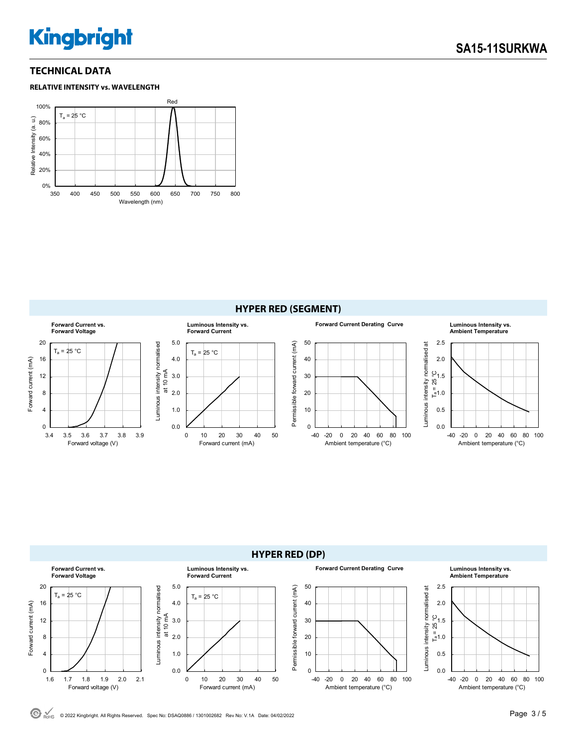## TECHNICAL DATA

### RELATIVE INTENSITY vs. WAVELENGTH

Red

$T_a$ = 25 °C

Relative Intensity (a. u.)

100%
80%
60%
40%
20%
0%

350 400 450 500 550 600 650 700 750 800

Wavelength (nm)

## HYPER RED (SEGMENT)

**Forward Current vs. Forward Voltage**

$T_a$ = 25 °C

Forward current (mA): 0, 4, 8, 12, 16, 20

Forward voltage (V): 3.4, 3.5, 3.6, 3.7, 3.8, 3.9

**Luminous Intensity vs. Forward Current**

$T_a$ = 25 °C

Luminous intensity normalised at 10 mA: 0.0, 1.0, 2.0, 3.0, 4.0, 5.0

Forward current (mA): 0, 10, 20, 30, 40, 50

**Forward Current Derating Curve**

Permissible forward current (mA): 0, 10, 20, 30, 40, 50

Ambient temperature (°C): -40, -20, 0, 20, 40, 60, 80, 100

**Luminous Intensity vs. Ambient Temperature**

Luminous intensity normalised at $T_a$ = 25 °C: 0.0, 0.5, 1.0, 1.5, 2.0, 2.5

Ambient temperature (°C): -40, -20, 0, 20, 40, 60, 80, 100

## HYPER RED (DP)

**Forward Current vs. Forward Voltage**

$T_a$ = 25 °C

Forward current (mA): 0, 4, 8, 12, 16, 20

Forward voltage (V): 1.6, 1.7, 1.8, 1.9, 2.0, 2.1

**Luminous Intensity vs. Forward Current**

$T_a$ = 25 °C

Luminous intensity normalised at 10 mA: 0.0, 1.0, 2.0, 3.0, 4.0, 5.0

Forward current (mA): 0, 10, 20, 30, 40, 50

**Forward Current Derating Curve**

Permissible forward current (mA): 0, 10, 20, 30, 40, 50

Ambient temperature (°C): -40, -20, 0, 20, 40, 60, 80, 100

**Luminous Intensity vs. Ambient Temperature**

Luminous intensity normalised at $T_a$ = 25 °C: 0.0, 0.5, 1.0, 1.5, 2.0, 2.5

Ambient temperature (°C): -40, -20, 0, 20, 40, 60, 80, 100

© 2022 Kingbright. All Rights Reserved. Spec No: DSAQ0886 / 1301002682 Rev No: V.1A Date: 04/02/2022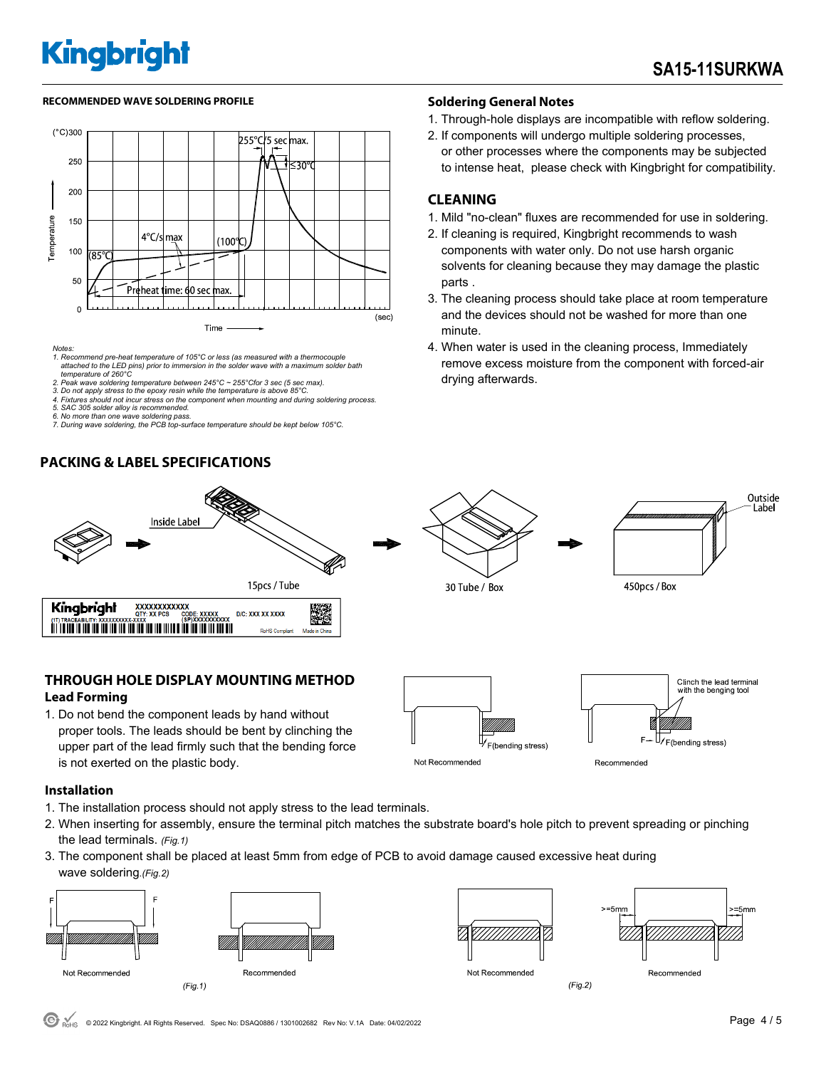## RECOMMENDED WAVE SOLDERING PROFILE

Notes:
1. Recommend pre-heat temperature of 105°C or less (as measured with a thermocouple attached to the LED pins) prior to immersion in the solder wave with a maximum solder bath temperature of 260°C
2. Peak wave soldering temperature between 245°C ~ 255°Cfor 3 sec (5 sec max).
3. Do not apply stress to the epoxy resin while the temperature is above 85°C.
4. Fixtures should not incur stress on the component when mounting and during soldering process.
5. SAC 305 solder alloy is recommended.
6. No more than one wave soldering pass.
7. During wave soldering, the PCB top-surface temperature should be kept below 105°C.

## Soldering General Notes

1. Through-hole displays are incompatible with reflow soldering.
2. If components will undergo multiple soldering processes, or other processes where the components may be subjected to intense heat, please check with Kingbright for compatibility.

## CLEANING

1. Mild "no-clean" fluxes are recommended for use in soldering.
2. If cleaning is required, Kingbright recommends to wash components with water only. Do not use harsh organic solvents for cleaning because they may damage the plastic parts .
3. The cleaning process should take place at room temperature and the devices should not be washed for more than one minute.
4. When water is used in the cleaning process, Immediately remove excess moisture from the component with forced-air drying afterwards.

## PACKING & LABEL SPECIFICATIONS

Inside Label — 15pcs / Tube → 30 Tube / Box → 450pcs / Box (Outside Label)

## THROUGH HOLE DISPLAY MOUNTING METHOD

### Lead Forming

1. Do not bend the component leads by hand without proper tools. The leads should be bent by clinching the upper part of the lead firmly such that the bending force is not exerted on the plastic body.

Not Recommended — Recommended (Clinch the lead terminal with the benging tool)

### Installation

1. The installation process should not apply stress to the lead terminals.
2. When inserting for assembly, ensure the terminal pitch matches the substrate board's hole pitch to prevent spreading or pinching the lead terminals. *(Fig.1)*
3. The component shall be placed at least 5mm from edge of PCB to avoid damage caused excessive heat during wave soldering.*(Fig.2)*

Not Recommended — Recommended *(Fig.1)*

Not Recommended — Recommended (>=5mm) *(Fig.2)*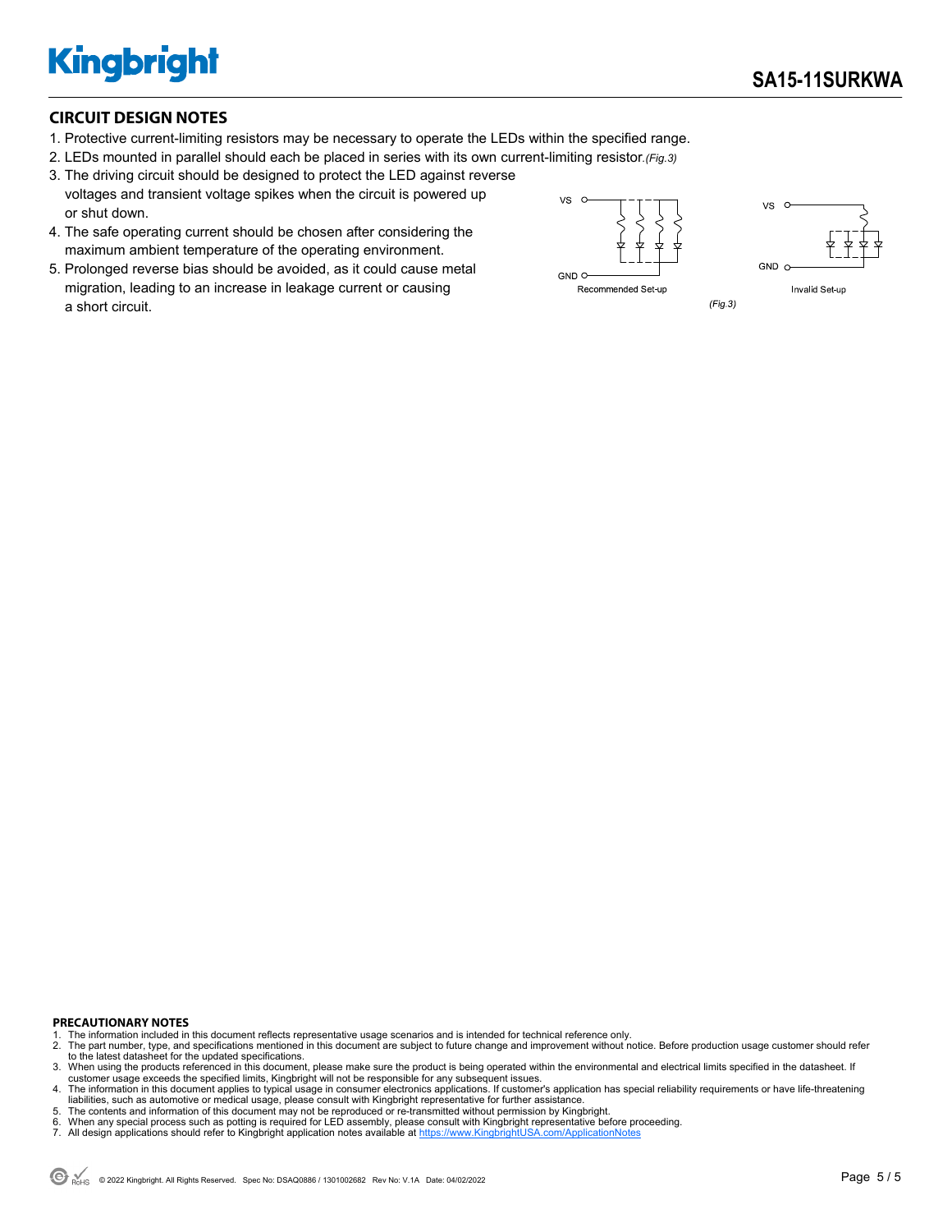## CIRCUIT DESIGN NOTES

1. Protective current-limiting resistors may be necessary to operate the LEDs within the specified range.
2. LEDs mounted in parallel should each be placed in series with its own current-limiting resistor. *(Fig.3)*
3. The driving circuit should be designed to protect the LED against reverse voltages and transient voltage spikes when the circuit is powered up or shut down.
4. The safe operating current should be chosen after considering the maximum ambient temperature of the operating environment.
5. Prolonged reverse bias should be avoided, as it could cause metal migration, leading to an increase in leakage current or causing a short circuit.

VS
GND
Recommended Set-up

VS
GND
Invalid Set-up

*(Fig.3)*

### PRECAUTIONARY NOTES

1. The information included in this document reflects representative usage scenarios and is intended for technical reference only.
2. The part number, type, and specifications mentioned in this document are subject to future change and improvement without notice. Before production usage customer should refer to the latest datasheet for the updated specifications.
3. When using the products referenced in this document, please make sure the product is being operated within the environmental and electrical limits specified in the datasheet. If customer usage exceeds the specified limits, Kingbright will not be responsible for any subsequent issues.
4. The information in this document applies to typical usage in consumer electronics applications. If customer's application has special reliability requirements or have life-threatening liabilities, such as automotive or medical usage, please consult with Kingbright representative for further assistance.
5. The contents and information of this document may not be reproduced or re-transmitted without permission by Kingbright.
6. When any special process such as potting is required for LED assembly, please consult with Kingbright representative before proceeding.
7. All design applications should refer to Kingbright application notes available at [https://www.KingbrightUSA.com/ApplicationNotes](https://www.KingbrightUSA.com/ApplicationNotes)

© 2022 Kingbright. All Rights Reserved. Spec No: DSAQ0886 / 1301002682 Rev No: V.1A Date: 04/02/2022